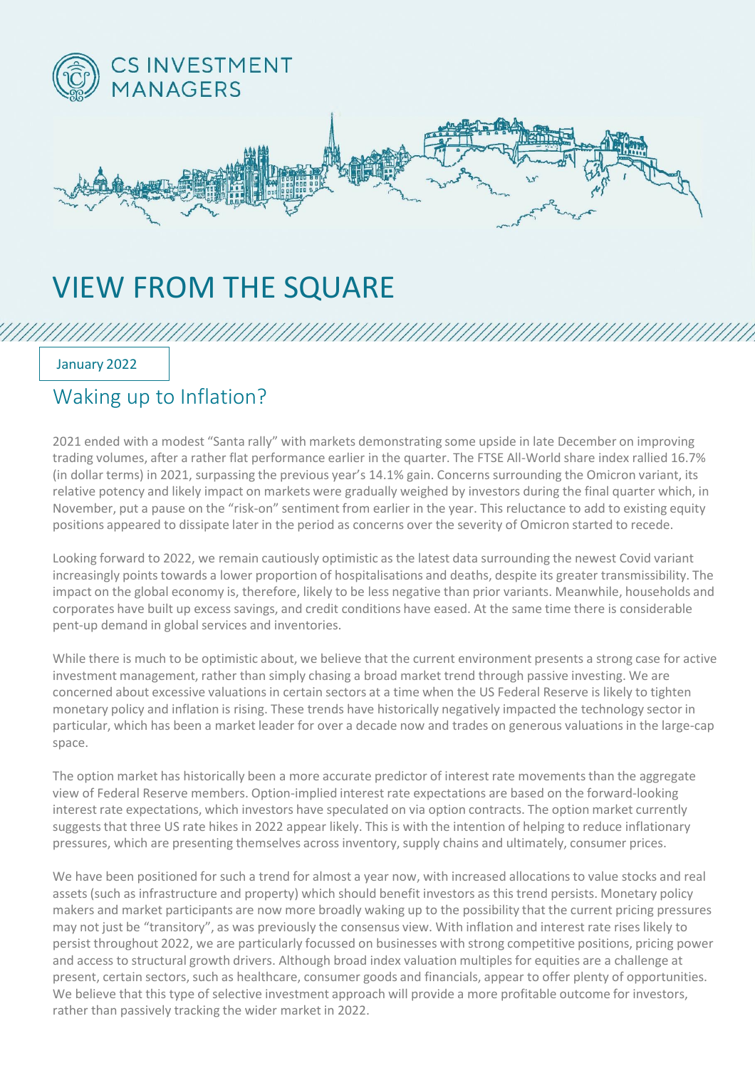CS INVESTMENT MANAGERS

# VIEW FROM THE SQUARE

January 2022

## Waking up to Inflation?

2021 ended with a modest "Santa rally" with markets demonstrating some upside in late December on improving trading volumes, after a rather flat performance earlier in the quarter. The FTSE All-World share index rallied 16.7% (in dollar terms) in 2021, surpassing the previous year's 14.1% gain. Concerns surrounding the Omicron variant, its relative potency and likely impact on markets were gradually weighed by investors during the final quarter which, in November, put a pause on the "risk-on" sentiment from earlier in the year. This reluctance to add to existing equity positions appeared to dissipate later in the period as concerns over the severity of Omicron started to recede.

Looking forward to 2022, we remain cautiously optimistic as the latest data surrounding the newest Covid variant increasingly points towards a lower proportion of hospitalisations and deaths, despite its greater transmissibility. The impact on the global economy is, therefore, likely to be less negative than prior variants. Meanwhile, households and corporates have built up excess savings, and credit conditions have eased. At the same time there is considerable pent-up demand in global services and inventories.

While there is much to be optimistic about, we believe that the current environment presents a strong case for active investment management, rather than simply chasing a broad market trend through passive investing. We are concerned about excessive valuations in certain sectors at a time when the US Federal Reserve is likely to tighten monetary policy and inflation is rising. These trends have historically negatively impacted the technology sector in particular, which has been a market leader for over a decade now and trades on generous valuations in the large-cap space.

The option market has historically been a more accurate predictor of interest rate movements than the aggregate view of Federal Reserve members. Option-implied interest rate expectations are based on the forward-looking interest rate expectations, which investors have speculated on via option contracts. The option market currently suggests that three US rate hikes in 2022 appear likely. This is with the intention of helping to reduce inflationary pressures, which are presenting themselves across inventory, supply chains and ultimately, consumer prices.

We have been positioned for such a trend for almost a year now, with increased allocations to value stocks and real assets (such as infrastructure and property) which should benefit investors as this trend persists. Monetary policy makers and market participants are now more broadly waking up to the possibility that the current pricing pressures may not just be "transitory", as was previously the consensus view. With inflation and interest rate rises likely to persist throughout 2022, we are particularly focussed on businesses with strong competitive positions, pricing power and access to structural growth drivers. Although broad index valuation multiples for equities are a challenge at present, certain sectors, such as healthcare, consumer goods and financials, appear to offer plenty of opportunities. We believe that this type of selective investment approach will provide a more profitable outcome for investors, rather than passively tracking the wider market in 2022.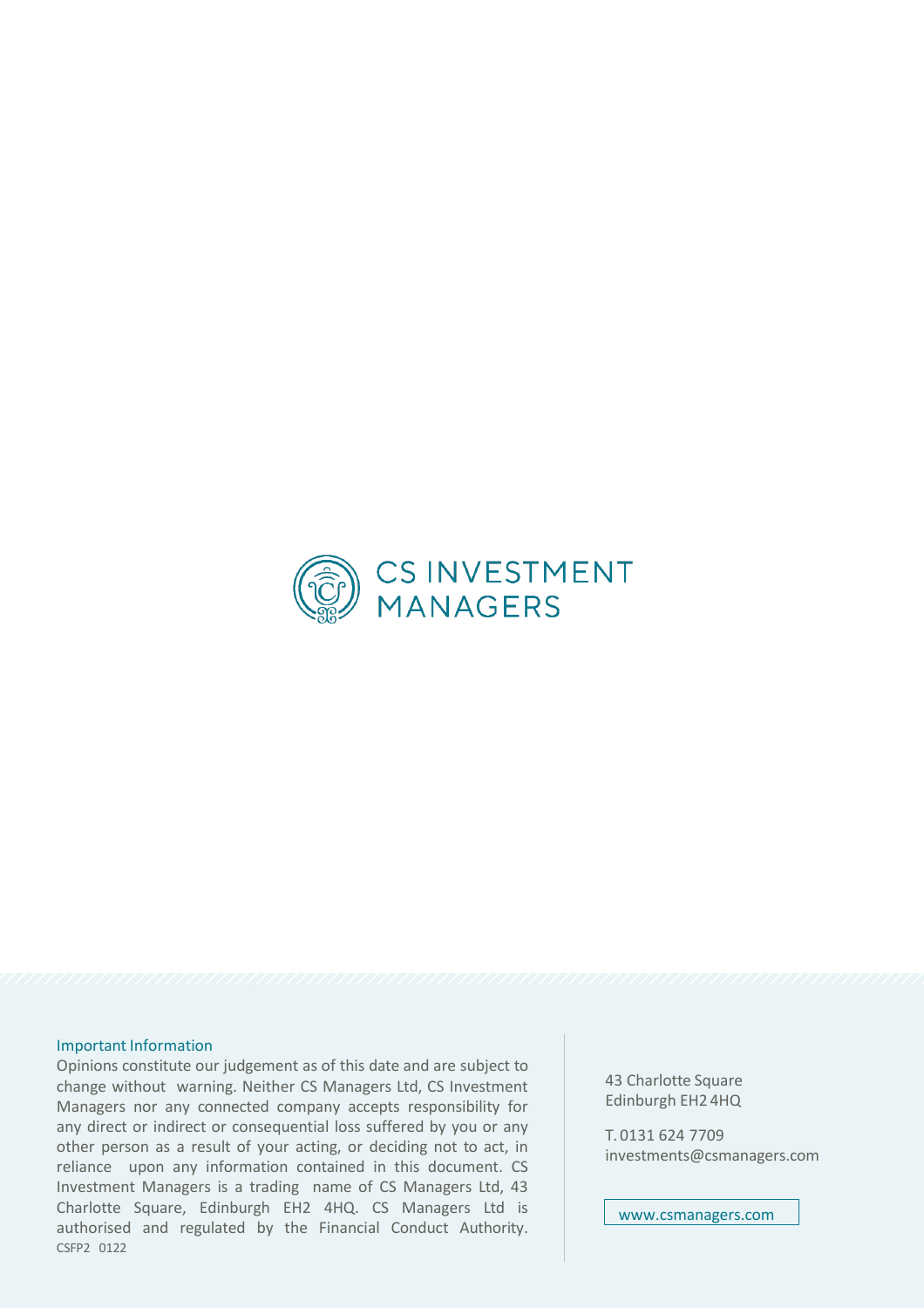CS INVESTMENT MANAGERS

### Important Information

Opinions constitute our judgement as of this date and are subject to change without warning. Neither CS Managers Ltd, CS Investment Managers nor any connected company accepts responsibility for any direct or indirect or consequential loss suffered by you or any other person as a result of your acting, or deciding not to act, in reliance upon any information contained in this document. CS Investment Managers is a trading name of CS Managers Ltd, 43 Charlotte Square, Edinburgh EH2 4HQ. CS Managers Ltd is authorised and regulated by the Financial Conduct Authority.
CSFP2 0122

43 Charlotte Square
Edinburgh EH2 4HQ

T. 0131 624 7709
investments@csmanagers.com

www.csmanagers.com